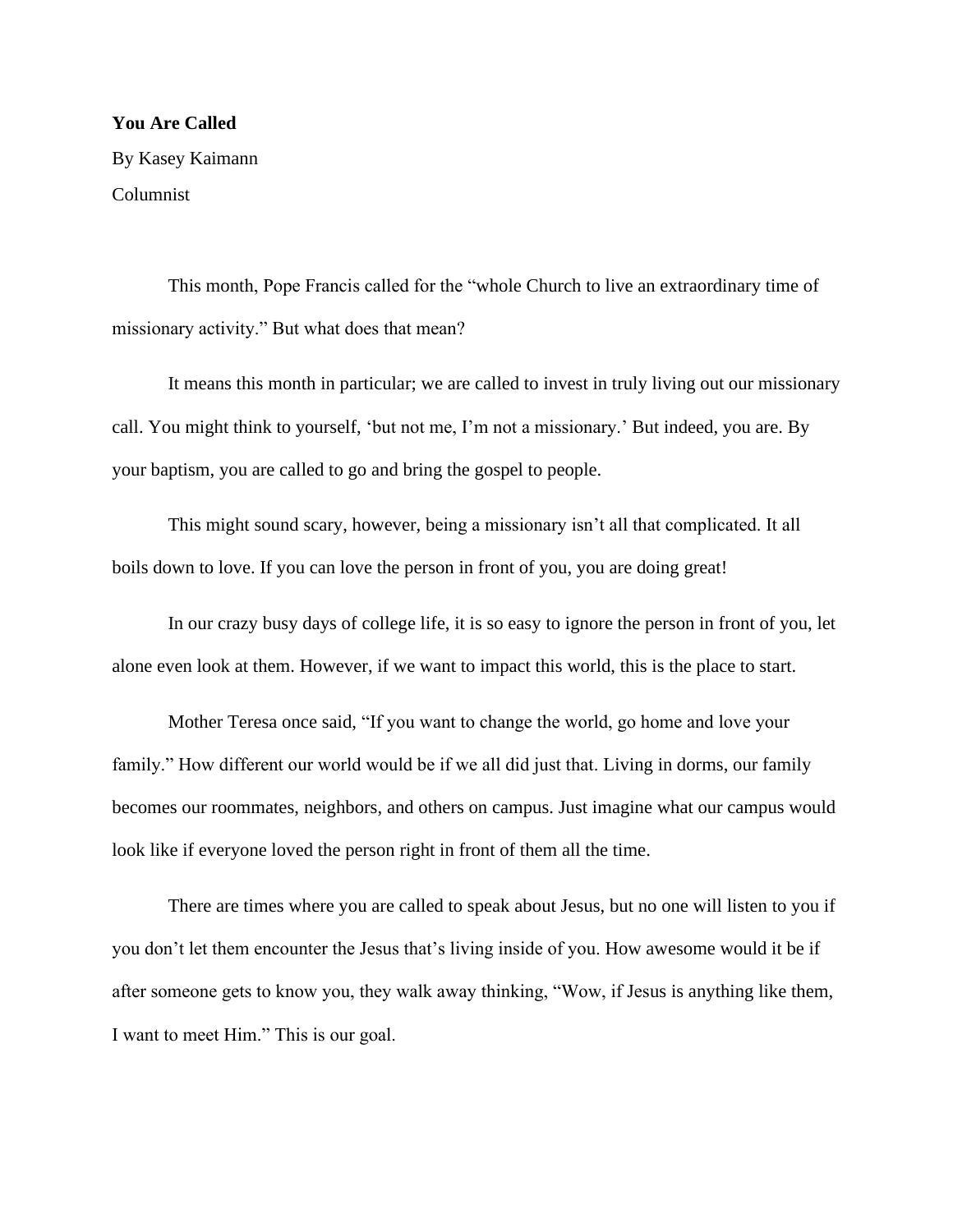**You Are Called**

By Kasey Kaimann

Columnist

This month, Pope Francis called for the "whole Church to live an extraordinary time of missionary activity." But what does that mean?

It means this month in particular; we are called to invest in truly living out our missionary call. You might think to yourself, 'but not me, I'm not a missionary.' But indeed, you are. By your baptism, you are called to go and bring the gospel to people.

This might sound scary, however, being a missionary isn't all that complicated. It all boils down to love. If you can love the person in front of you, you are doing great!

In our crazy busy days of college life, it is so easy to ignore the person in front of you, let alone even look at them. However, if we want to impact this world, this is the place to start.

Mother Teresa once said, "If you want to change the world, go home and love your family." How different our world would be if we all did just that. Living in dorms, our family becomes our roommates, neighbors, and others on campus. Just imagine what our campus would look like if everyone loved the person right in front of them all the time.

There are times where you are called to speak about Jesus, but no one will listen to you if you don't let them encounter the Jesus that's living inside of you. How awesome would it be if after someone gets to know you, they walk away thinking, "Wow, if Jesus is anything like them, I want to meet Him." This is our goal.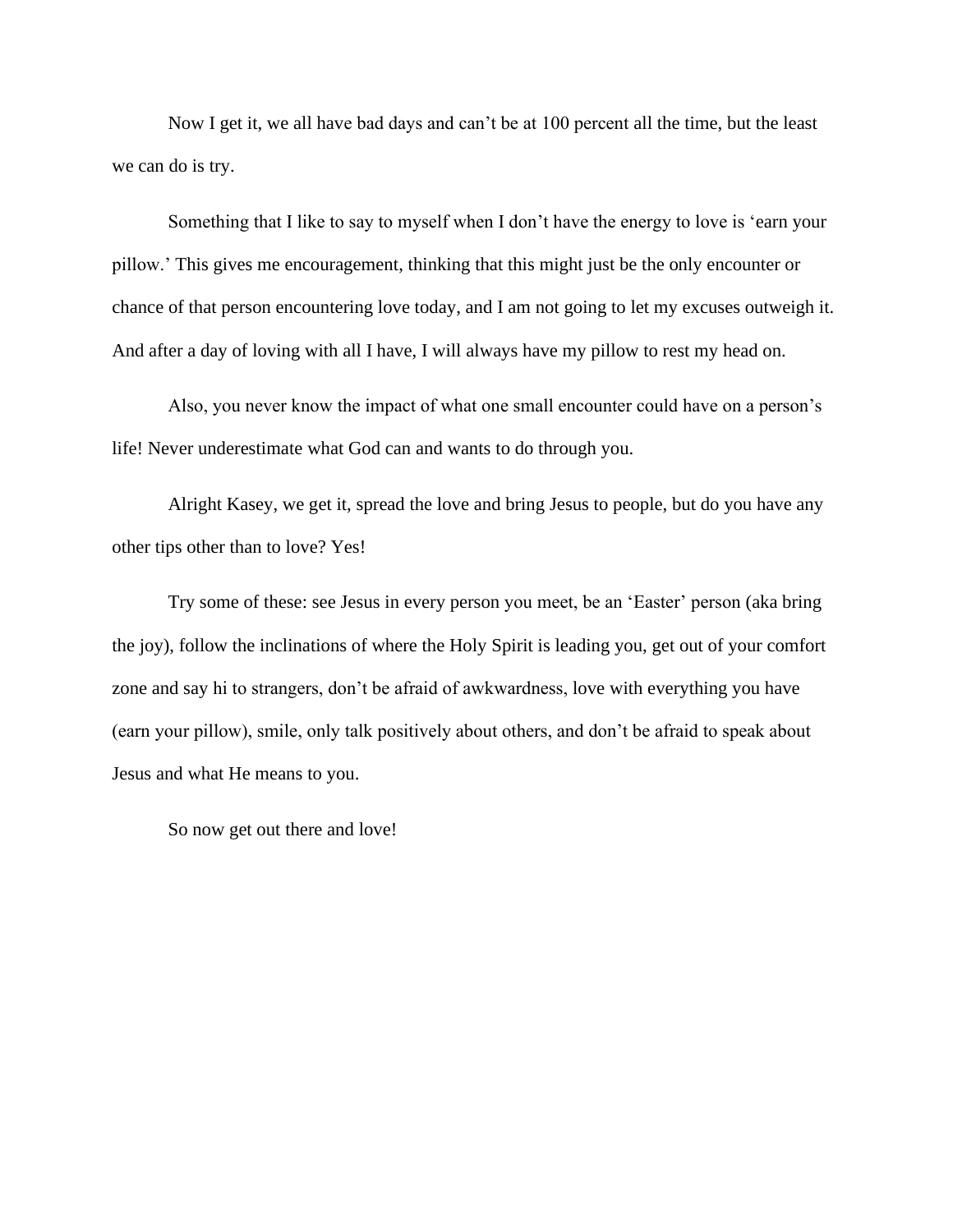Now I get it, we all have bad days and can't be at 100 percent all the time, but the least we can do is try.

Something that I like to say to myself when I don't have the energy to love is 'earn your pillow.' This gives me encouragement, thinking that this might just be the only encounter or chance of that person encountering love today, and I am not going to let my excuses outweigh it. And after a day of loving with all I have, I will always have my pillow to rest my head on.

Also, you never know the impact of what one small encounter could have on a person's life! Never underestimate what God can and wants to do through you.

Alright Kasey, we get it, spread the love and bring Jesus to people, but do you have any other tips other than to love? Yes!

Try some of these: see Jesus in every person you meet, be an 'Easter' person (aka bring the joy), follow the inclinations of where the Holy Spirit is leading you, get out of your comfort zone and say hi to strangers, don't be afraid of awkwardness, love with everything you have (earn your pillow), smile, only talk positively about others, and don't be afraid to speak about Jesus and what He means to you.

So now get out there and love!